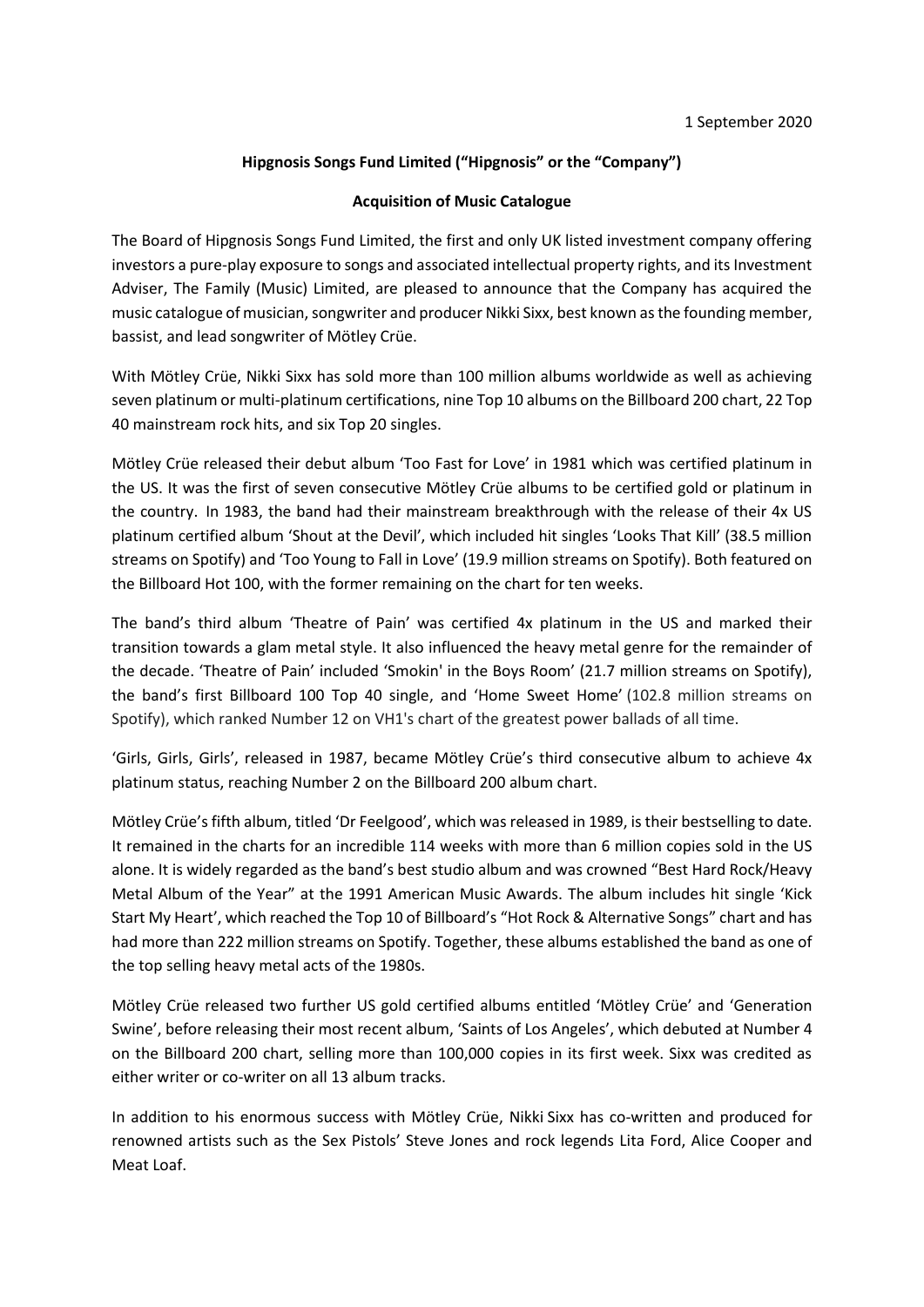1 September 2020

**Hipgnosis Songs Fund Limited ("Hipgnosis" or the "Company")**

**Acquisition of Music Catalogue**

The Board of Hipgnosis Songs Fund Limited, the first and only UK listed investment company offering investors a pure-play exposure to songs and associated intellectual property rights, and its Investment Adviser, The Family (Music) Limited, are pleased to announce that the Company has acquired the music catalogue of musician, songwriter and producer Nikki Sixx, best known as the founding member, bassist, and lead songwriter of Mötley Crüe.

With Mötley Crüe, Nikki Sixx has sold more than 100 million albums worldwide as well as achieving seven platinum or multi-platinum certifications, nine Top 10 albums on the Billboard 200 chart, 22 Top 40 mainstream rock hits, and six Top 20 singles.

Mötley Crüe released their debut album 'Too Fast for Love' in 1981 which was certified platinum in the US. It was the first of seven consecutive Mötley Crüe albums to be certified gold or platinum in the country. In 1983, the band had their mainstream breakthrough with the release of their 4x US platinum certified album 'Shout at the Devil', which included hit singles 'Looks That Kill' (38.5 million streams on Spotify) and 'Too Young to Fall in Love' (19.9 million streams on Spotify). Both featured on the Billboard Hot 100, with the former remaining on the chart for ten weeks.

The band's third album 'Theatre of Pain' was certified 4x platinum in the US and marked their transition towards a glam metal style. It also influenced the heavy metal genre for the remainder of the decade. 'Theatre of Pain' included 'Smokin' in the Boys Room' (21.7 million streams on Spotify), the band's first Billboard 100 Top 40 single, and 'Home Sweet Home' (102.8 million streams on Spotify), which ranked Number 12 on VH1's chart of the greatest power ballads of all time.

'Girls, Girls, Girls', released in 1987, became Mötley Crüe's third consecutive album to achieve 4x platinum status, reaching Number 2 on the Billboard 200 album chart.

Mötley Crüe's fifth album, titled 'Dr Feelgood', which was released in 1989, is their bestselling to date. It remained in the charts for an incredible 114 weeks with more than 6 million copies sold in the US alone. It is widely regarded as the band's best studio album and was crowned "Best Hard Rock/Heavy Metal Album of the Year" at the 1991 American Music Awards. The album includes hit single 'Kick Start My Heart', which reached the Top 10 of Billboard's "Hot Rock & Alternative Songs" chart and has had more than 222 million streams on Spotify. Together, these albums established the band as one of the top selling heavy metal acts of the 1980s.

Mötley Crüe released two further US gold certified albums entitled 'Mötley Crüe' and 'Generation Swine', before releasing their most recent album, 'Saints of Los Angeles', which debuted at Number 4 on the Billboard 200 chart, selling more than 100,000 copies in its first week. Sixx was credited as either writer or co-writer on all 13 album tracks.

In addition to his enormous success with Mötley Crüe, Nikki Sixx has co-written and produced for renowned artists such as the Sex Pistols' Steve Jones and rock legends Lita Ford, Alice Cooper and Meat Loaf.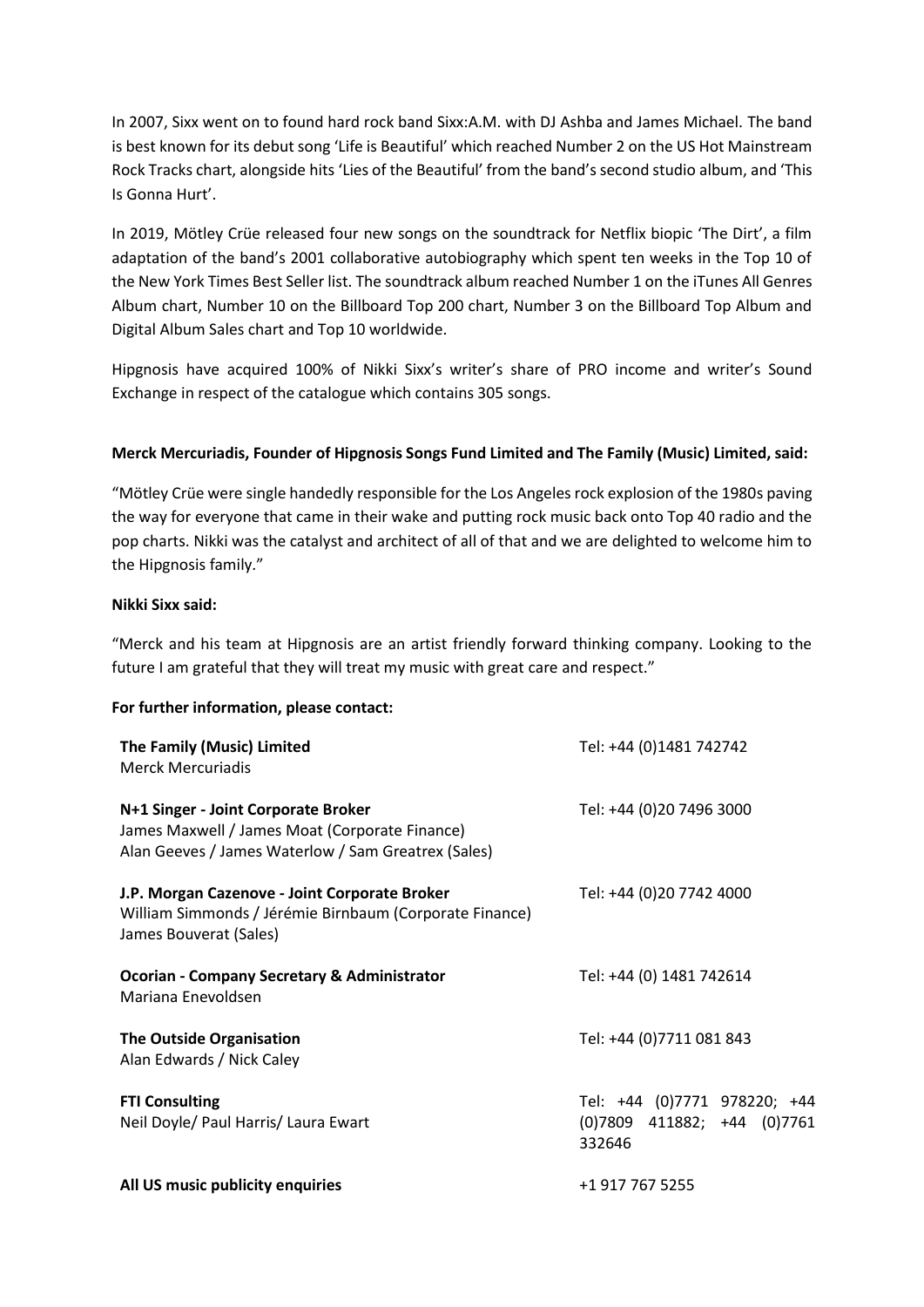In 2007, Sixx went on to found hard rock band Sixx:A.M. with DJ Ashba and James Michael. The band is best known for its debut song 'Life is Beautiful' which reached Number 2 on the US Hot Mainstream Rock Tracks chart, alongside hits 'Lies of the Beautiful' from the band's second studio album, and 'This Is Gonna Hurt'.

In 2019, Mötley Crüe released four new songs on the soundtrack for Netflix biopic 'The Dirt', a film adaptation of the band's 2001 collaborative autobiography which spent ten weeks in the Top 10 of the New York Times Best Seller list. The soundtrack album reached Number 1 on the iTunes All Genres Album chart, Number 10 on the Billboard Top 200 chart, Number 3 on the Billboard Top Album and Digital Album Sales chart and Top 10 worldwide.

Hipgnosis have acquired 100% of Nikki Sixx's writer's share of PRO income and writer's Sound Exchange in respect of the catalogue which contains 305 songs.

**Merck Mercuriadis, Founder of Hipgnosis Songs Fund Limited and The Family (Music) Limited, said:**

"Mötley Crüe were single handedly responsible for the Los Angeles rock explosion of the 1980s paving the way for everyone that came in their wake and putting rock music back onto Top 40 radio and the pop charts. Nikki was the catalyst and architect of all of that and we are delighted to welcome him to the Hipgnosis family."

**Nikki Sixx said:**

"Merck and his team at Hipgnosis are an artist friendly forward thinking company. Looking to the future I am grateful that they will treat my music with great care and respect."

**For further information, please contact:**

| | |
|---|---|
| **The Family (Music) Limited**<br>Merck Mercuriadis | Tel: +44 (0)1481 742742 |
| **N+1 Singer - Joint Corporate Broker**<br>James Maxwell / James Moat (Corporate Finance)<br>Alan Geeves / James Waterlow / Sam Greatrex (Sales) | Tel: +44 (0)20 7496 3000 |
| **J.P. Morgan Cazenove - Joint Corporate Broker**<br>William Simmonds / Jérémie Birnbaum (Corporate Finance)<br>James Bouverat (Sales) | Tel: +44 (0)20 7742 4000 |
| **Ocorian - Company Secretary & Administrator**<br>Mariana Enevoldsen | Tel: +44 (0) 1481 742614 |
| **The Outside Organisation**<br>Alan Edwards / Nick Caley | Tel: +44 (0)7711 081 843 |
| **FTI Consulting**<br>Neil Doyle/ Paul Harris/ Laura Ewart | Tel: +44 (0)7771 978220; +44 (0)7809 411882; +44 (0)7761 332646 |
| **All US music publicity enquiries** | +1 917 767 5255 |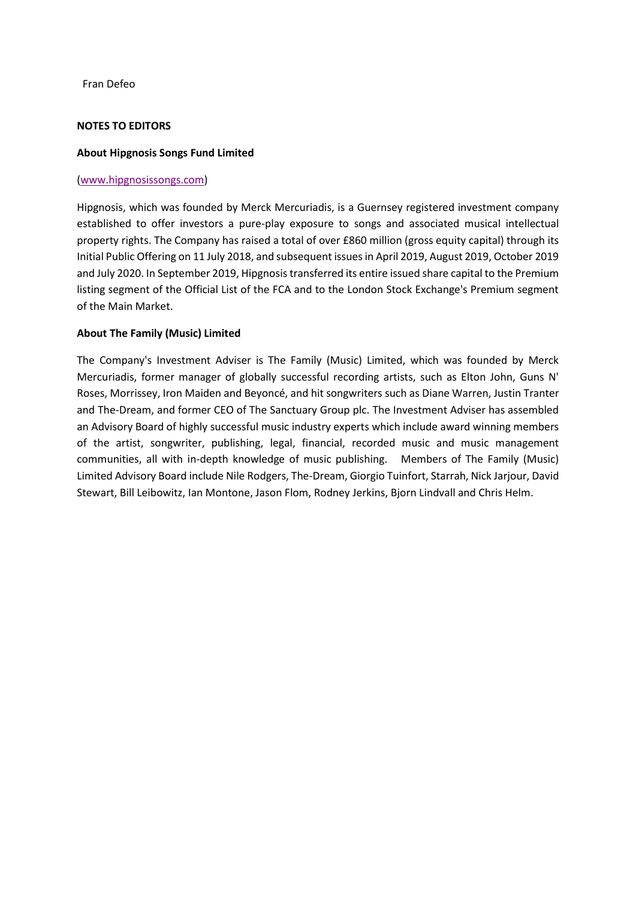Fran Defeo

**NOTES TO EDITORS**

**About Hipgnosis Songs Fund Limited**

([www.hipgnosissongs.com](http://www.hipgnosissongs.com))

Hipgnosis, which was founded by Merck Mercuriadis, is a Guernsey registered investment company established to offer investors a pure-play exposure to songs and associated musical intellectual property rights. The Company has raised a total of over £860 million (gross equity capital) through its Initial Public Offering on 11 July 2018, and subsequent issues in April 2019, August 2019, October 2019 and July 2020. In September 2019, Hipgnosis transferred its entire issued share capital to the Premium listing segment of the Official List of the FCA and to the London Stock Exchange's Premium segment of the Main Market.

**About The Family (Music) Limited**

The Company's Investment Adviser is The Family (Music) Limited, which was founded by Merck Mercuriadis, former manager of globally successful recording artists, such as Elton John, Guns N' Roses, Morrissey, Iron Maiden and Beyoncé, and hit songwriters such as Diane Warren, Justin Tranter and The-Dream, and former CEO of The Sanctuary Group plc. The Investment Adviser has assembled an Advisory Board of highly successful music industry experts which include award winning members of the artist, songwriter, publishing, legal, financial, recorded music and music management communities, all with in-depth knowledge of music publishing. Members of The Family (Music) Limited Advisory Board include Nile Rodgers, The-Dream, Giorgio Tuinfort, Starrah, Nick Jarjour, David Stewart, Bill Leibowitz, Ian Montone, Jason Flom, Rodney Jerkins, Bjorn Lindvall and Chris Helm.